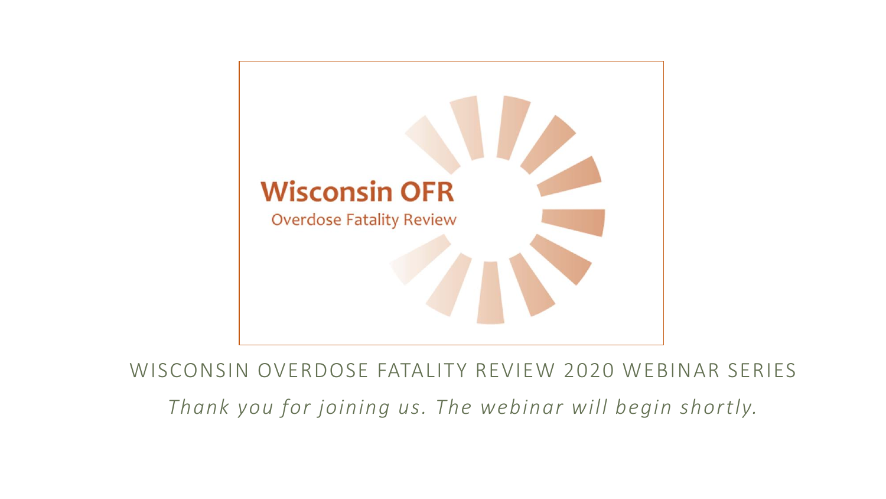Wisconsin OFR

Overdose Fatality Review

WISCONSIN OVERDOSE FATALITY REVIEW 2020 WEBINAR SERIES

*Thank you for joining us. The webinar will begin shortly.*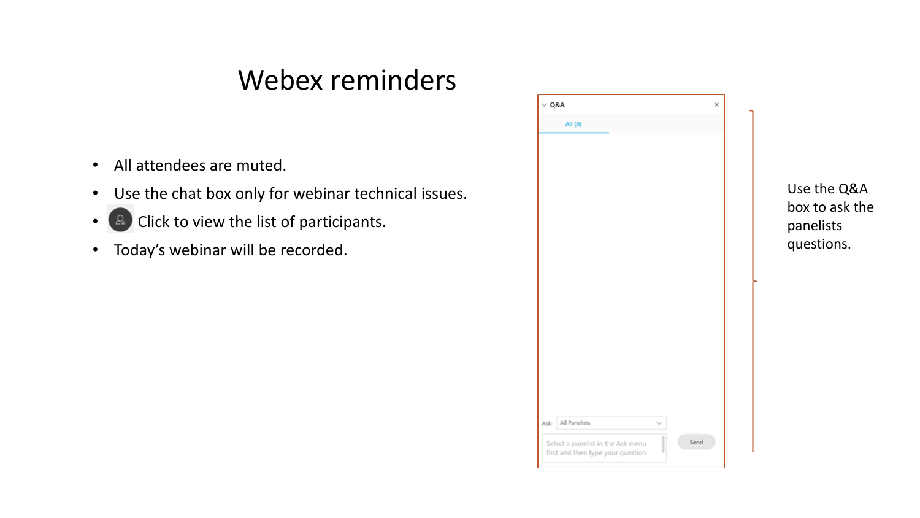# Webex reminders

- All attendees are muted.
- Use the chat box only for webinar technical issues.
- Click to view the list of participants.
- Today's webinar will be recorded.

Q&A

All (0)

Ask: All Panelists

Select a panelist in the Ask menu first and then type your question

Send

Use the Q&A box to ask the panelists questions.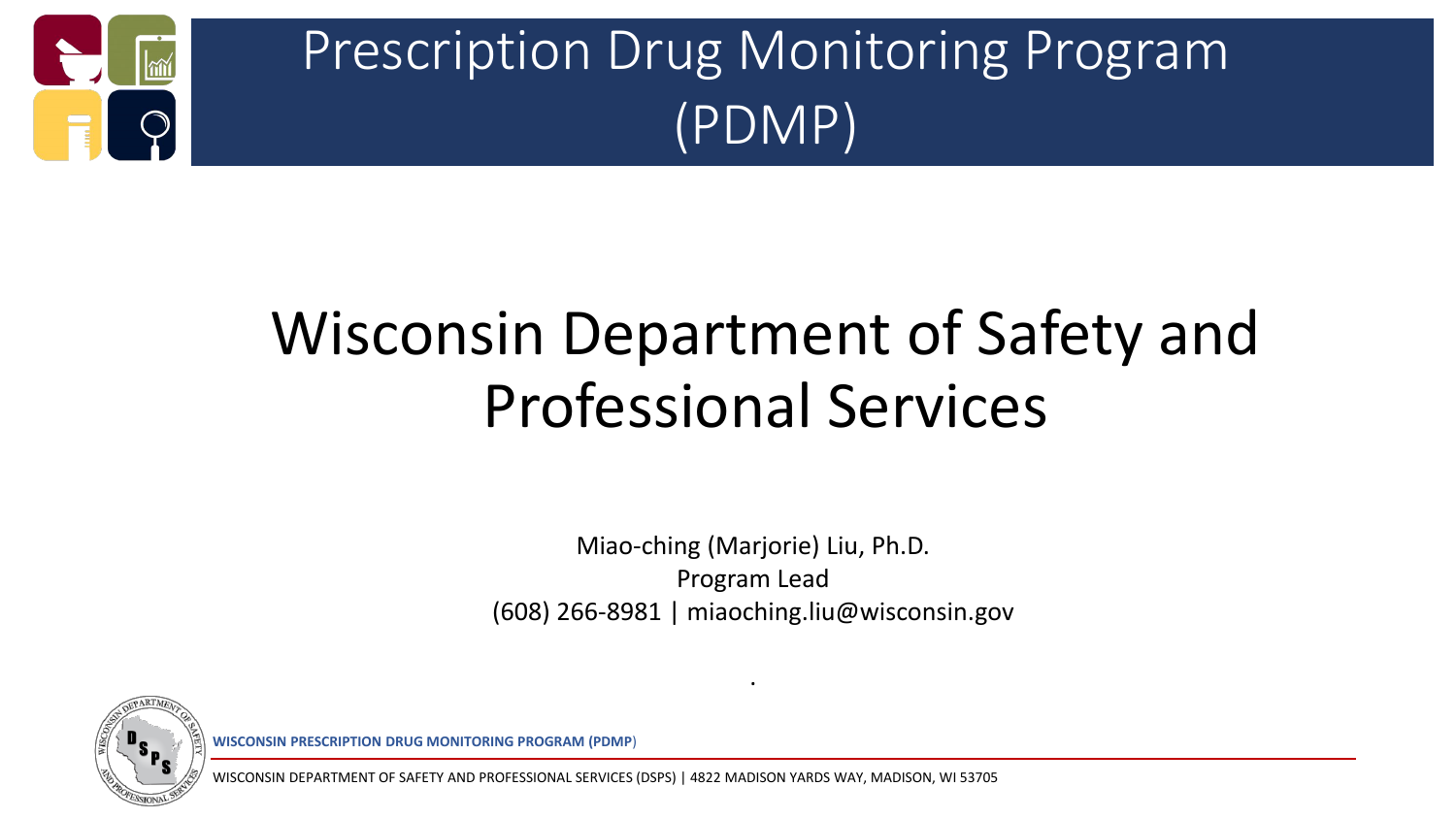# Prescription Drug Monitoring Program (PDMP)

## Wisconsin Department of Safety and Professional Services

Miao-ching (Marjorie) Liu, Ph.D.
Program Lead
(608) 266-8981 | miaoching.liu@wisconsin.gov

**WISCONSIN PRESCRIPTION DRUG MONITORING PROGRAM (PDMP)**

WISCONSIN DEPARTMENT OF SAFETY AND PROFESSIONAL SERVICES (DSPS) | 4822 MADISON YARDS WAY, MADISON, WI 53705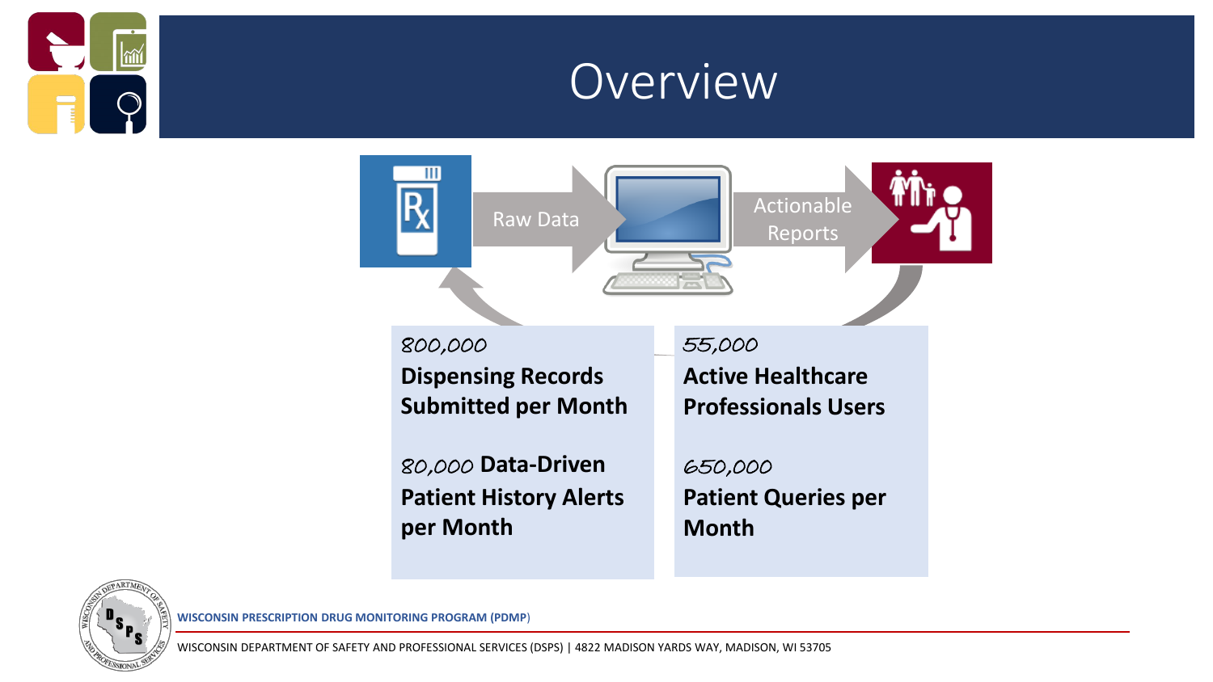# Overview

Raw Data

Actionable Reports

800,000 **Dispensing Records Submitted per Month**

80,000 **Data-Driven Patient History Alerts per Month**

55,000 **Active Healthcare Professionals Users**

650,000 **Patient Queries per Month**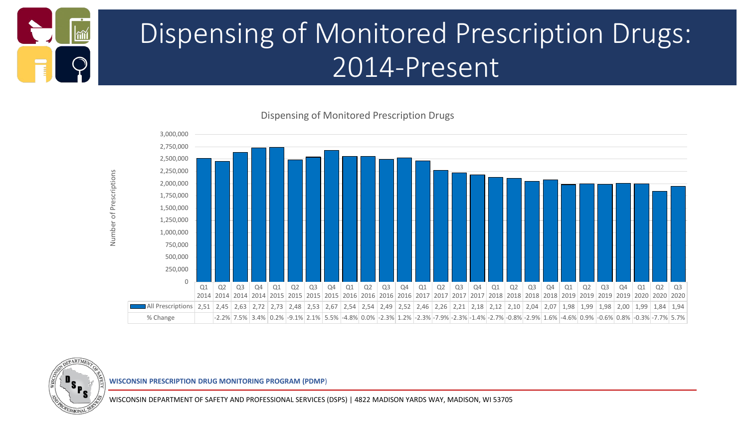# Dispensing of Monitored Prescription Drugs: 2014-Present

Dispensing of Monitored Prescription Drugs

| | Q1 2014 | Q2 2014 | Q3 2014 | Q4 2014 | Q1 2015 | Q2 2015 | Q3 2015 | Q4 2015 | Q1 2016 | Q2 2016 | Q3 2016 | Q4 2016 | Q1 2017 | Q2 2017 | Q3 2017 | Q4 2017 | Q1 2018 | Q2 2018 | Q3 2018 | Q4 2018 | Q1 2019 | Q2 2019 | Q3 2019 | Q4 2019 | Q1 2020 | Q2 2020 | Q3 2020 |
|---|---|---|---|---|---|---|---|---|---|---|---|---|---|---|---|---|---|---|---|---|---|---|---|---|---|---|---|
| All Prescriptions | 2,51 | 2,45 | 2,63 | 2,72 | 2,73 | 2,48 | 2,53 | 2,67 | 2,54 | 2,54 | 2,49 | 2,52 | 2,46 | 2,26 | 2,21 | 2,18 | 2,12 | 2,10 | 2,04 | 2,07 | 1,98 | 1,99 | 1,98 | 2,00 | 1,99 | 1,84 | 1,94 |
| % Change | | -2.2% | 7.5% | 3.4% | 0.2% | -9.1% | 2.1% | 5.5% | -4.8% | 0.0% | -2.3% | 1.2% | -2.3% | -7.9% | -2.3% | -1.4% | -2.7% | -0.8% | -2.9% | 1.6% | -4.6% | 0.9% | -0.6% | 0.8% | -0.3% | -7.7% | 5.7% |

**WISCONSIN PRESCRIPTION DRUG MONITORING PROGRAM (PDMP)**

WISCONSIN DEPARTMENT OF SAFETY AND PROFESSIONAL SERVICES (DSPS) | 4822 MADISON YARDS WAY, MADISON, WI 53705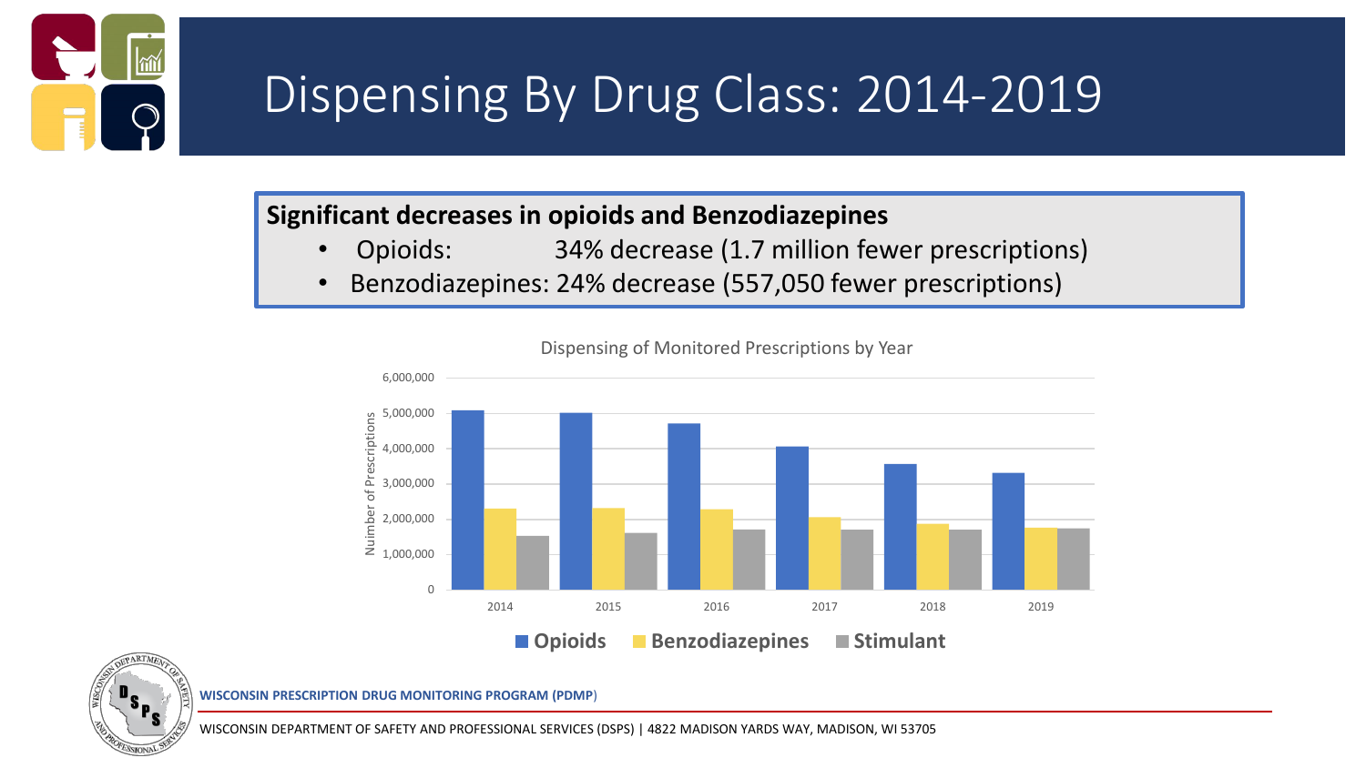# Dispensing By Drug Class: 2014-2019

**Significant decreases in opioids and Benzodiazepines**

- Opioids: 34% decrease (1.7 million fewer prescriptions)
- Benzodiazepines: 24% decrease (557,050 fewer prescriptions)

Dispensing of Monitored Prescriptions by Year

Opioids | Benzodiazepines | Stimulant

WISCONSIN PRESCRIPTION DRUG MONITORING PROGRAM (PDMP)

WISCONSIN DEPARTMENT OF SAFETY AND PROFESSIONAL SERVICES (DSPS) | 4822 MADISON YARDS WAY, MADISON, WI 53705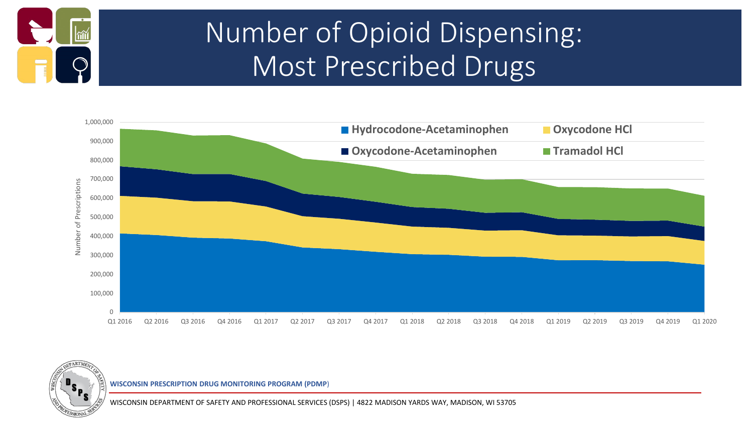# Number of Opioid Dispensing: Most Prescribed Drugs

Number of Prescriptions

Hydrocodone-Acetaminophen | Oxycodone HCl | Oxycodone-Acetaminophen | Tramadol HCl

Q1 2016, Q2 2016, Q3 2016, Q4 2016, Q1 2017, Q2 2017, Q3 2017, Q4 2017, Q1 2018, Q2 2018, Q3 2018, Q4 2018, Q1 2019, Q2 2019, Q3 2019, Q4 2019, Q1 2020

0, 100,000, 200,000, 300,000, 400,000, 500,000, 600,000, 700,000, 800,000, 900,000, 1,000,000

**WISCONSIN PRESCRIPTION DRUG MONITORING PROGRAM (PDMP)**

WISCONSIN DEPARTMENT OF SAFETY AND PROFESSIONAL SERVICES (DSPS) | 4822 MADISON YARDS WAY, MADISON, WI 53705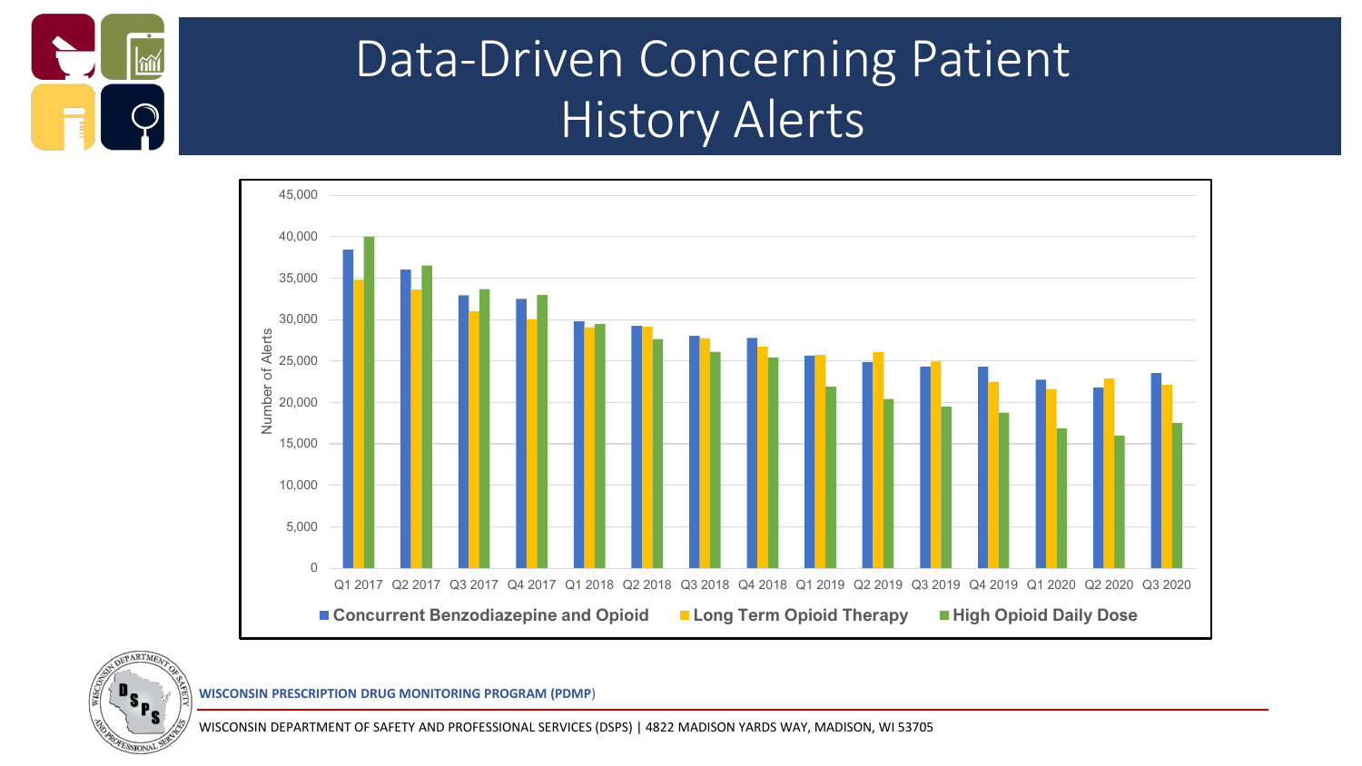# Data-Driven Concerning Patient History Alerts

Number of Alerts

45,000
40,000
35,000
30,000
25,000
20,000
15,000
10,000
5,000
0

Q1 2017 Q2 2017 Q3 2017 Q4 2017 Q1 2018 Q2 2018 Q3 2018 Q4 2018 Q1 2019 Q2 2019 Q3 2019 Q4 2019 Q1 2020 Q2 2020 Q3 2020

Concurrent Benzodiazepine and Opioid | Long Term Opioid Therapy | High Opioid Daily Dose

**WISCONSIN PRESCRIPTION DRUG MONITORING PROGRAM (PDMP)**

WISCONSIN DEPARTMENT OF SAFETY AND PROFESSIONAL SERVICES (DSPS) | 4822 MADISON YARDS WAY, MADISON, WI 53705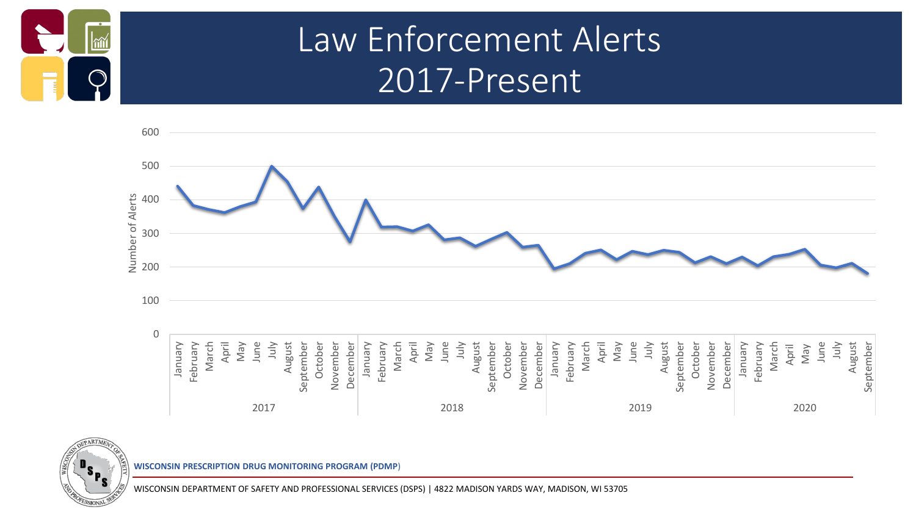# Law Enforcement Alerts 2017-Present

Number of Alerts

600
500
400
300
200
100
0

January February March April May June July August September October November December

2017

January February March April May June July August September October November December

2018

January February March April May June July August September October November December

2019

January February March April May June July August September

2020

**WISCONSIN PRESCRIPTION DRUG MONITORING PROGRAM (PDMP)**

WISCONSIN DEPARTMENT OF SAFETY AND PROFESSIONAL SERVICES (DSPS) | 4822 MADISON YARDS WAY, MADISON, WI 53705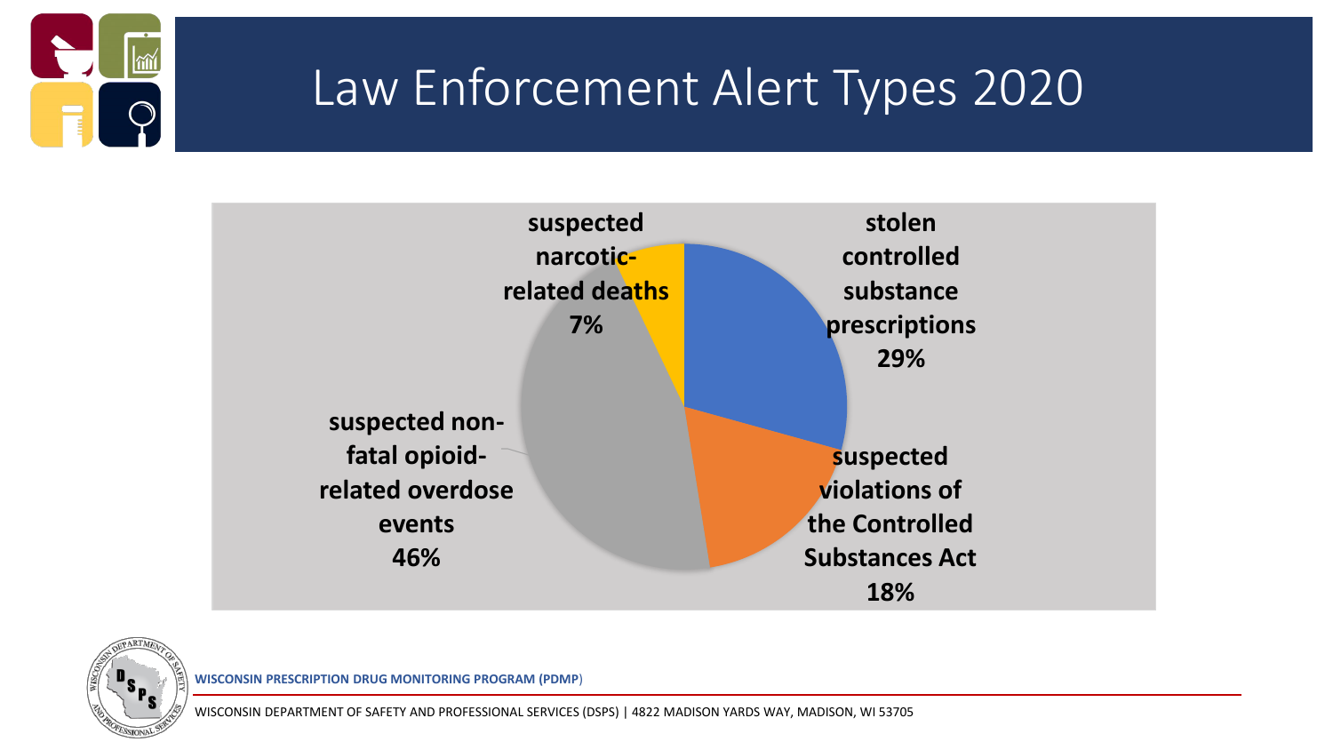# Law Enforcement Alert Types 2020

- stolen controlled substance prescriptions 29%
- suspected violations of the Controlled Substances Act 18%
- suspected non-fatal opioid-related overdose events 46%
- suspected narcotic-related deaths 7%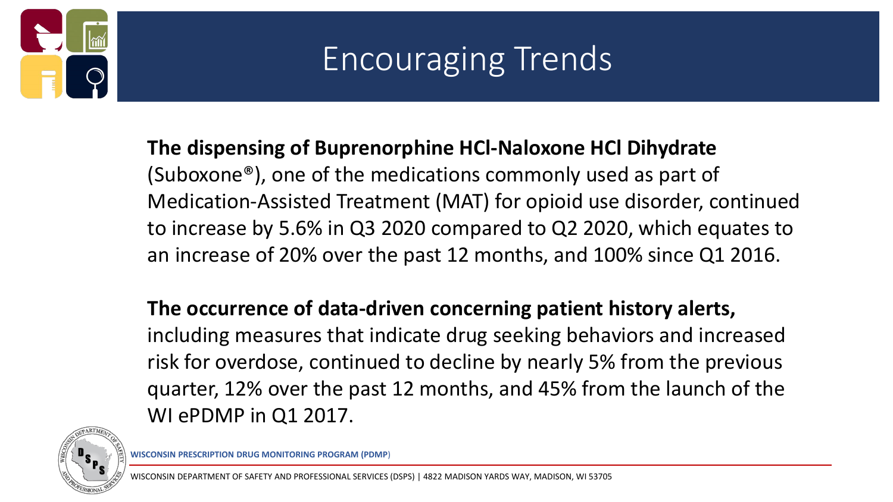# Encouraging Trends

**The dispensing of Buprenorphine HCl-Naloxone HCl Dihydrate** (Suboxone®), one of the medications commonly used as part of Medication-Assisted Treatment (MAT) for opioid use disorder, continued to increase by 5.6% in Q3 2020 compared to Q2 2020, which equates to an increase of 20% over the past 12 months, and 100% since Q1 2016.

**The occurrence of data-driven concerning patient history alerts,** including measures that indicate drug seeking behaviors and increased risk for overdose, continued to decline by nearly 5% from the previous quarter, 12% over the past 12 months, and 45% from the launch of the WI ePDMP in Q1 2017.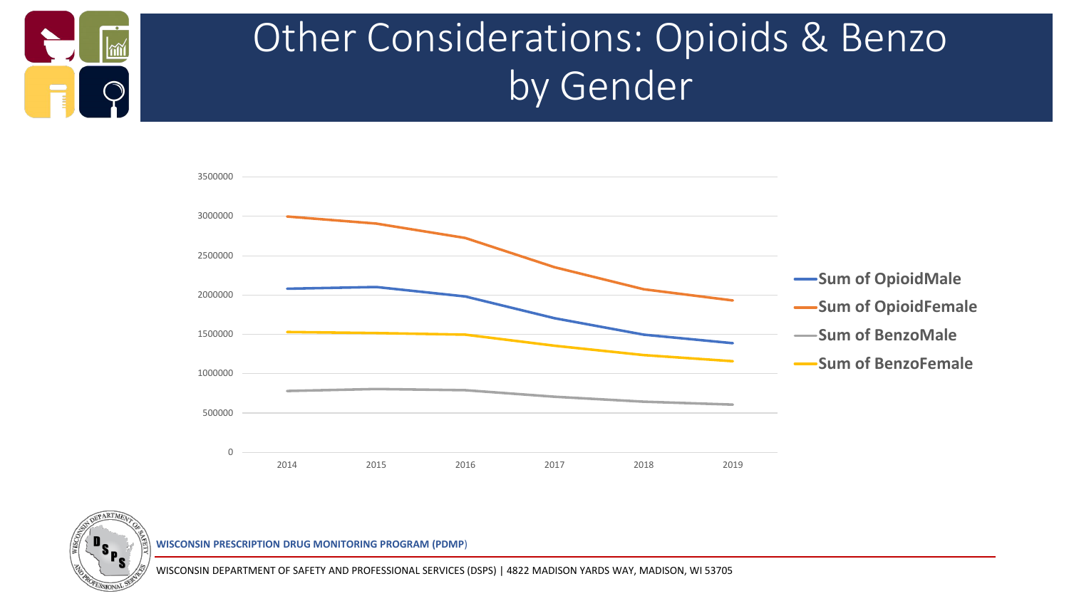# Other Considerations: Opioids & Benzo by Gender

3500000
3000000
2500000
2000000
1500000
1000000
500000
0

2014 2015 2016 2017 2018 2019

- Sum of OpioidMale
- Sum of OpioidFemale
- Sum of BenzoMale
- Sum of BenzoFemale

**WISCONSIN PRESCRIPTION DRUG MONITORING PROGRAM (PDMP)**

WISCONSIN DEPARTMENT OF SAFETY AND PROFESSIONAL SERVICES (DSPS) | 4822 MADISON YARDS WAY, MADISON, WI 53705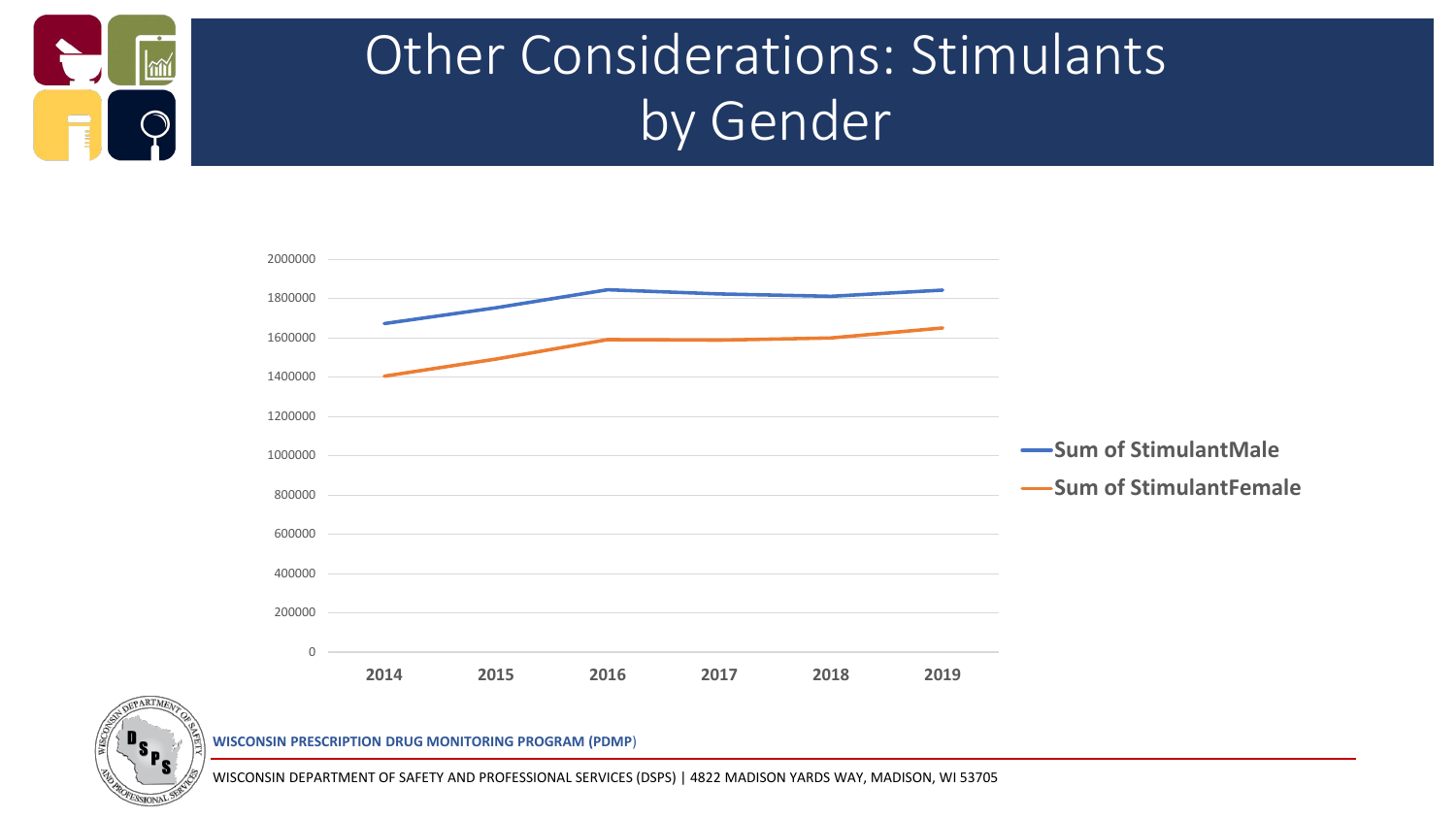# Other Considerations: Stimulants by Gender

| | 2014 | 2015 | 2016 | 2017 | 2018 | 2019 |
|---|---|---|---|---|---|---|
| Sum of StimulantMale | | | | | | |
| Sum of StimulantFemale | | | | | | |

WISCONSIN PRESCRIPTION DRUG MONITORING PROGRAM (PDMP)

WISCONSIN DEPARTMENT OF SAFETY AND PROFESSIONAL SERVICES (DSPS) | 4822 MADISON YARDS WAY, MADISON, WI 53705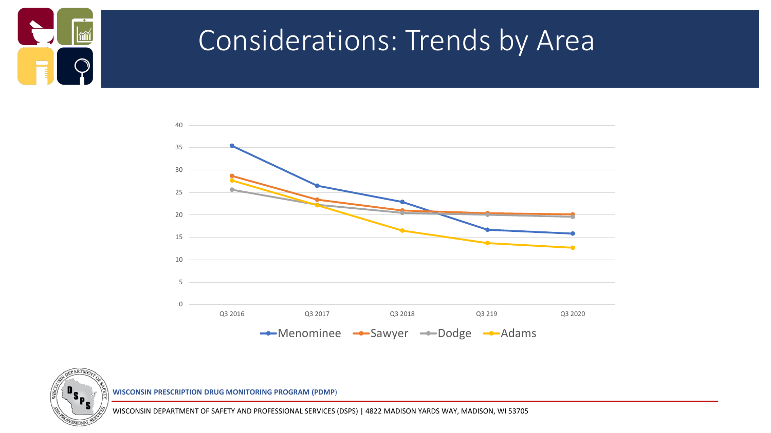# Considerations: Trends by Area

40
35
30
25
20
15
10
5
0

Q3 2016 Q3 2017 Q3 2018 Q3 219 Q3 2020

Menominee Sawyer Dodge Adams

**WISCONSIN PRESCRIPTION DRUG MONITORING PROGRAM (PDMP)**

WISCONSIN DEPARTMENT OF SAFETY AND PROFESSIONAL SERVICES (DSPS) | 4822 MADISON YARDS WAY, MADISON, WI 53705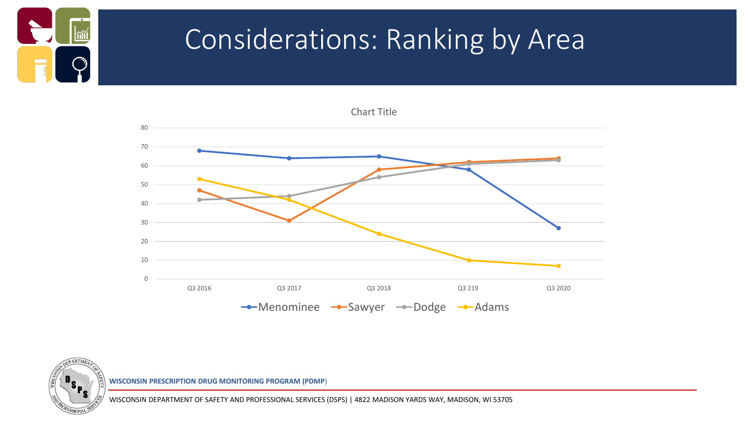# Considerations: Ranking by Area

Chart Title

| | Q3 2016 | Q3 2017 | Q3 2018 | Q3 219 | Q3 2020 |
|---|---|---|---|---|---|
| Menominee | 68 | 64 | 65 | 58 | 27 |
| Sawyer | 47 | 31 | 58 | 62 | 64 |
| Dodge | 42 | 44 | 54 | 61 | 63 |
| Adams | 53 | 42 | 24 | 10 | 7 |

**WISCONSIN PRESCRIPTION DRUG MONITORING PROGRAM (PDMP)**

WISCONSIN DEPARTMENT OF SAFETY AND PROFESSIONAL SERVICES (DSPS) | 4822 MADISON YARDS WAY, MADISON, WI 53705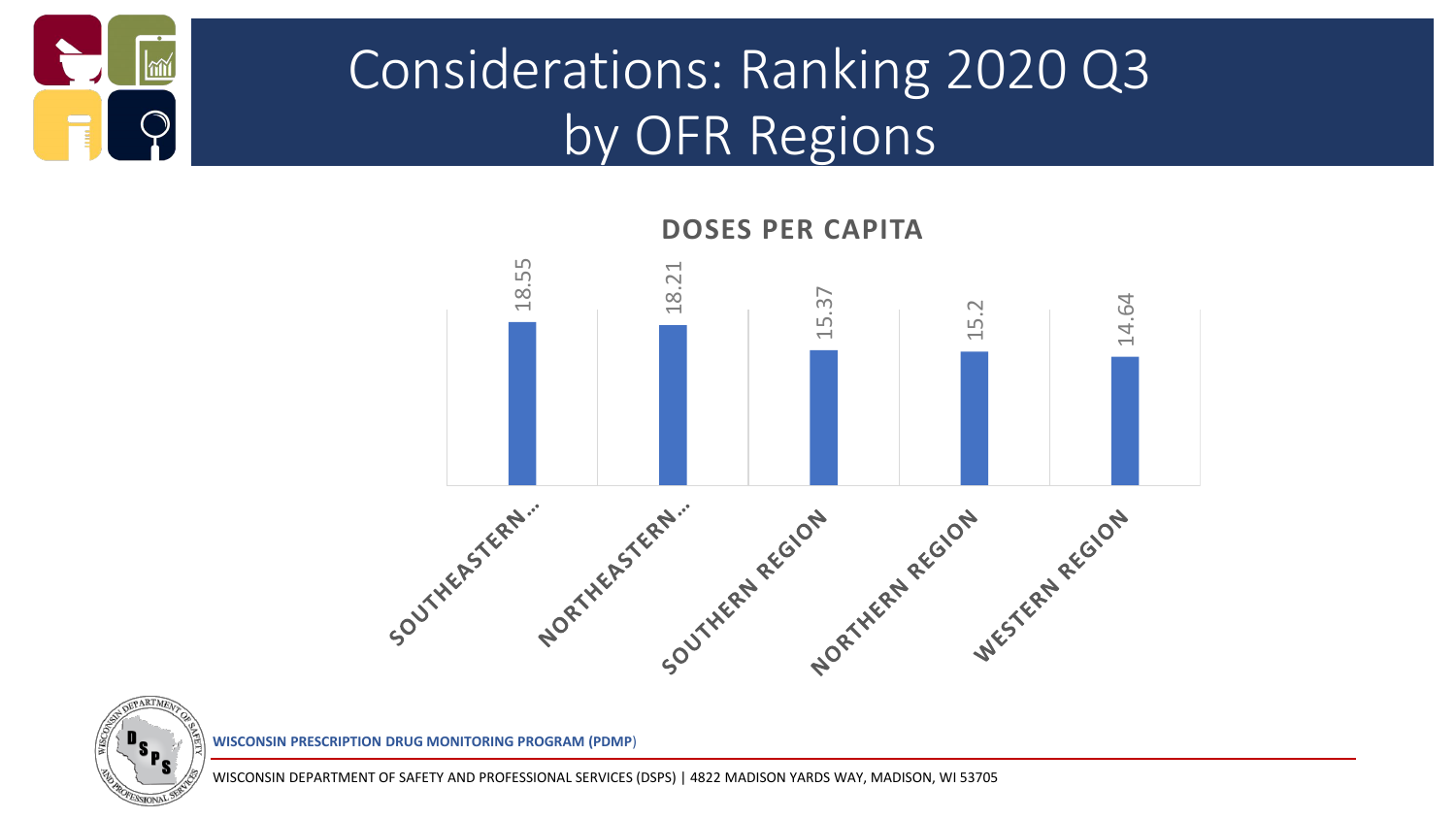# Considerations: Ranking 2020 Q3 by OFR Regions

**DOSES PER CAPITA**

| Region | Doses Per Capita |
| --- | --- |
| SOUTHEASTERN... | 18.55 |
| NORTHEASTERN... | 18.21 |
| SOUTHERN REGION | 15.37 |
| NORTHERN REGION | 15.2 |
| WESTERN REGION | 14.64 |

**WISCONSIN PRESCRIPTION DRUG MONITORING PROGRAM (PDMP)**

WISCONSIN DEPARTMENT OF SAFETY AND PROFESSIONAL SERVICES (DSPS) | 4822 MADISON YARDS WAY, MADISON, WI 53705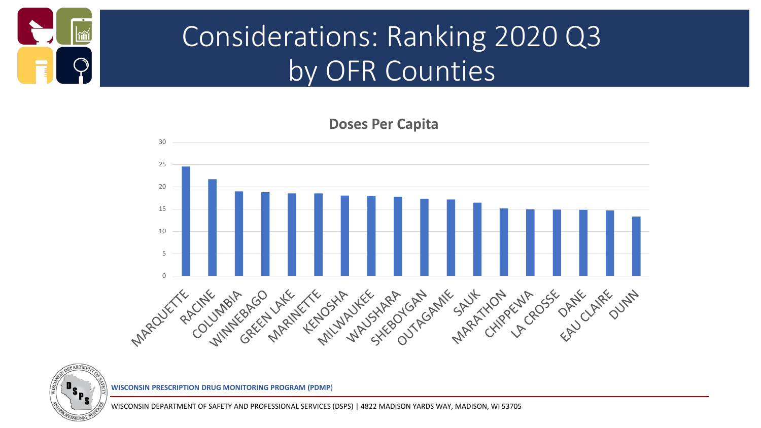# Considerations: Ranking 2020 Q3 by OFR Counties

**Doses Per Capita**

| County | Doses Per Capita (approx.) |
|---|---|
| MARQUETTE | 24.5 |
| RACINE | 21.7 |
| COLUMBIA | 19.0 |
| WINNEBAGO | 18.8 |
| GREEN LAKE | 18.5 |
| MARINETTE | 18.5 |
| KENOSHA | 18.0 |
| MILWAUKEE | 18.0 |
| WAUSHARA | 17.8 |
| SHEBOYGAN | 17.3 |
| OUTAGAMIE | 17.2 |
| SAUK | 16.5 |
| MARATHON | 15.2 |
| CHIPPEWA | 14.9 |
| LA CROSSE | 14.9 |
| DANE | 14.8 |
| EAU CLAIRE | 14.7 |
| DUNN | 13.3 |

**WISCONSIN PRESCRIPTION DRUG MONITORING PROGRAM (PDMP)**

WISCONSIN DEPARTMENT OF SAFETY AND PROFESSIONAL SERVICES (DSPS) | 4822 MADISON YARDS WAY, MADISON, WI 53705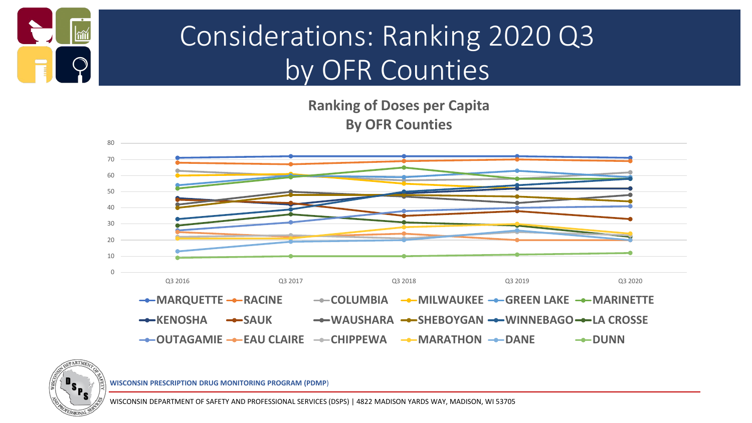# Considerations: Ranking 2020 Q3 by OFR Counties

**Ranking of Doses per Capita**
**By OFR Counties**

80
70
60
50
40
30
20
10
0

Q3 2016 Q3 2017 Q3 2018 Q3 2019 Q3 2020

MARQUETTE RACINE COLUMBIA MILWAUKEE GREEN LAKE MARINETTE
KENOSHA SAUK WAUSHARA SHEBOYGAN WINNEBAGO LA CROSSE
OUTAGAMIE EAU CLAIRE CHIPPEWA MARATHON DANE DUNN

**WISCONSIN PRESCRIPTION DRUG MONITORING PROGRAM (PDMP)**

WISCONSIN DEPARTMENT OF SAFETY AND PROFESSIONAL SERVICES (DSPS) | 4822 MADISON YARDS WAY, MADISON, WI 53705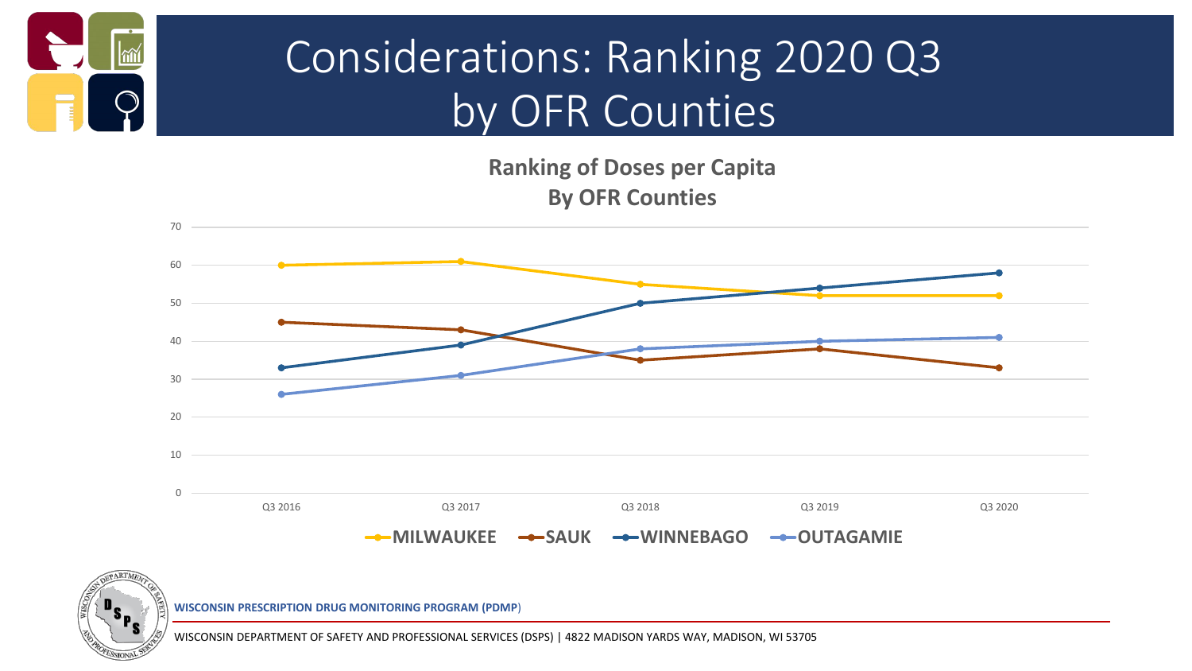# Considerations: Ranking 2020 Q3 by OFR Counties

**Ranking of Doses per Capita By OFR Counties**

| | Q3 2016 | Q3 2017 | Q3 2018 | Q3 2019 | Q3 2020 |
|---|---|---|---|---|---|
| MILWAUKEE | 60 | 61 | 55 | 52 | 52 |
| SAUK | 45 | 43 | 35 | 38 | 33 |
| WINNEBAGO | 33 | 39 | 50 | 54 | 58 |
| OUTAGAMIE | 26 | 31 | 38 | 40 | 41 |

**WISCONSIN PRESCRIPTION DRUG MONITORING PROGRAM (PDMP)**

WISCONSIN DEPARTMENT OF SAFETY AND PROFESSIONAL SERVICES (DSPS) | 4822 MADISON YARDS WAY, MADISON, WI 53705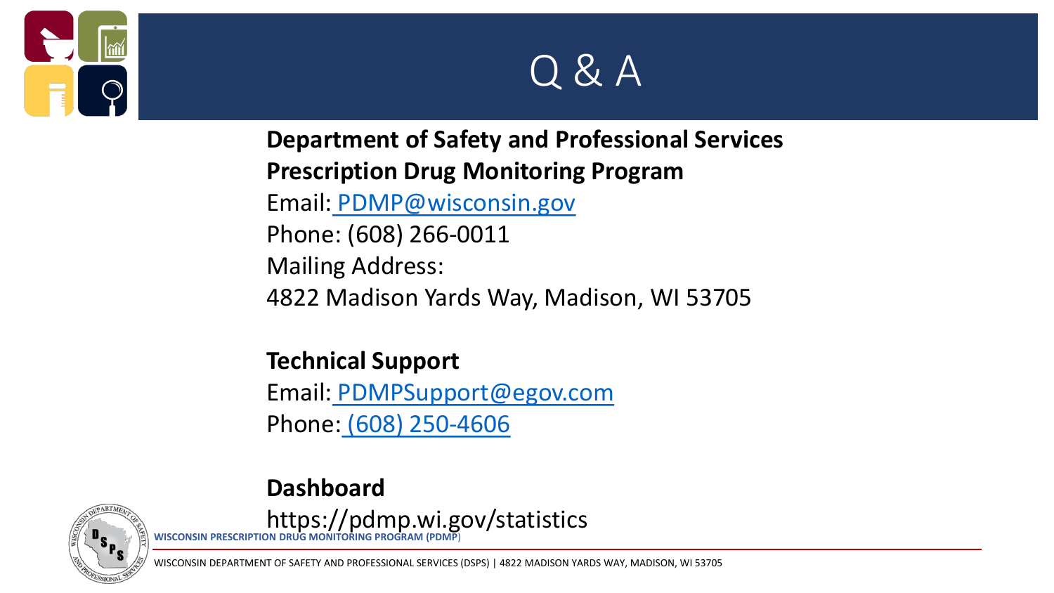# Q & A

**Department of Safety and Professional Services**
**Prescription Drug Monitoring Program**
Email: PDMP@wisconsin.gov
Phone: (608) 266-0011
Mailing Address:
4822 Madison Yards Way, Madison, WI 53705

**Technical Support**
Email: PDMPSupport@egov.com
Phone: (608) 250-4606

**Dashboard**
https://pdmp.wi.gov/statistics